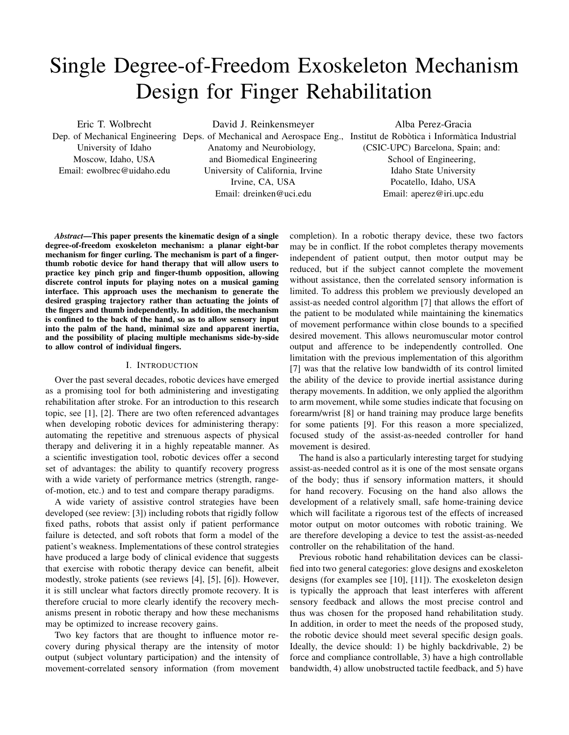# Single Degree-of-Freedom Exoskeleton Mechanism Design for Finger Rehabilitation

Eric T. Wolbrecht
Dep. of Mechanical Engineering
University of Idaho
Moscow, Idaho, USA
Email: ewolbrec@uidaho.edu

David J. Reinkensmeyer
Deps. of Mechanical and Aerospace Eng.,
Anatomy and Neurobiology,
and Biomedical Engineering
University of California, Irvine
Irvine, CA, USA
Email: dreinken@uci.edu

Alba Perez-Gracia
Institut de Robòtica i Informàtica Industrial
(CSIC-UPC) Barcelona, Spain; and:
School of Engineering,
Idaho State University
Pocatello, Idaho, USA
Email: aperez@iri.upc.edu

***Abstract*—This paper presents the kinematic design of a single degree-of-freedom exoskeleton mechanism: a planar eight-bar mechanism for finger curling. The mechanism is part of a finger-thumb robotic device for hand therapy that will allow users to practice key pinch grip and finger-thumb opposition, allowing discrete control inputs for playing notes on a musical gaming interface. This approach uses the mechanism to generate the desired grasping trajectory rather than actuating the joints of the fingers and thumb independently. In addition, the mechanism is confined to the back of the hand, so as to allow sensory input into the palm of the hand, minimal size and apparent inertia, and the possibility of placing multiple mechanisms side-by-side to allow control of individual fingers.**

## I. Introduction

Over the past several decades, robotic devices have emerged as a promising tool for both administering and investigating rehabilitation after stroke. For an introduction to this research topic, see [1], [2]. There are two often referenced advantages when developing robotic devices for administering therapy: automating the repetitive and strenuous aspects of physical therapy and delivering it in a highly repeatable manner. As a scientific investigation tool, robotic devices offer a second set of advantages: the ability to quantify recovery progress with a wide variety of performance metrics (strength, range-of-motion, etc.) and to test and compare therapy paradigms.

A wide variety of assistive control strategies have been developed (see review: [3]) including robots that rigidly follow fixed paths, robots that assist only if patient performance failure is detected, and soft robots that form a model of the patient's weakness. Implementations of these control strategies have produced a large body of clinical evidence that suggests that exercise with robotic therapy device can benefit, albeit modestly, stroke patients (see reviews [4], [5], [6]). However, it is still unclear what factors directly promote recovery. It is therefore crucial to more clearly identify the recovery mechanisms present in robotic therapy and how these mechanisms may be optimized to increase recovery gains.

Two key factors that are thought to influence motor recovery during physical therapy are the intensity of motor output (subject voluntary participation) and the intensity of movement-correlated sensory information (from movement completion). In a robotic therapy device, these two factors may be in conflict. If the robot completes therapy movements independent of patient output, then motor output may be reduced, but if the subject cannot complete the movement without assistance, then the correlated sensory information is limited. To address this problem we previously developed an assist-as needed control algorithm [7] that allows the effort of the patient to be modulated while maintaining the kinematics of movement performance within close bounds to a specified desired movement. This allows neuromuscular motor control output and afference to be independently controlled. One limitation with the previous implementation of this algorithm [7] was that the relative low bandwidth of its control limited the ability of the device to provide inertial assistance during therapy movements. In addition, we only applied the algorithm to arm movement, while some studies indicate that focusing on forearm/wrist [8] or hand training may produce large benefits for some patients [9]. For this reason a more specialized, focused study of the assist-as-needed controller for hand movement is desired.

The hand is also a particularly interesting target for studying assist-as-needed control as it is one of the most sensate organs of the body; thus if sensory information matters, it should for hand recovery. Focusing on the hand also allows the development of a relatively small, safe home-training device which will facilitate a rigorous test of the effects of increased motor output on motor outcomes with robotic training. We are therefore developing a device to test the assist-as-needed controller on the rehabilitation of the hand.

Previous robotic hand rehabilitation devices can be classified into two general categories: glove designs and exoskeleton designs (for examples see [10], [11]). The exoskeleton design is typically the approach that least interferes with afferent sensory feedback and allows the most precise control and thus was chosen for the proposed hand rehabilitation study. In addition, in order to meet the needs of the proposed study, the robotic device should meet several specific design goals. Ideally, the device should: 1) be highly backdrivable, 2) be force and compliance controllable, 3) have a high controllable bandwidth, 4) allow unobstructed tactile feedback, and 5) have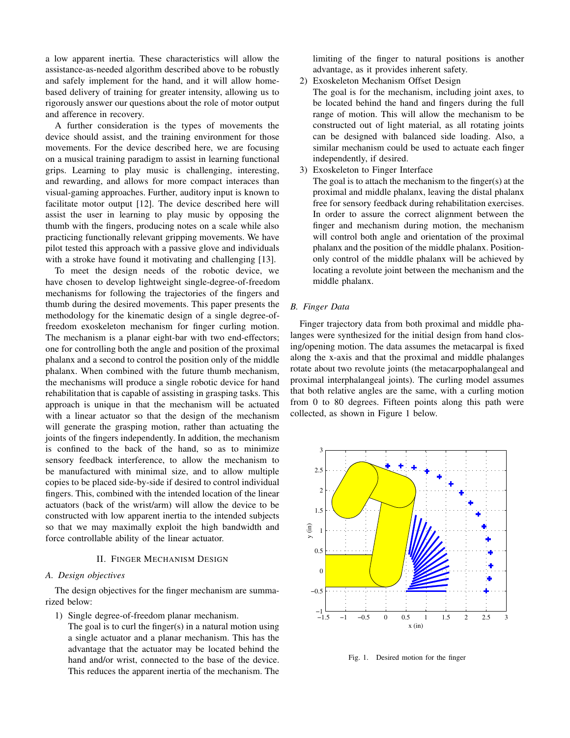a low apparent inertia. These characteristics will allow the assistance-as-needed algorithm described above to be robustly and safely implement for the hand, and it will allow home-based delivery of training for greater intensity, allowing us to rigorously answer our questions about the role of motor output and afference in recovery.

A further consideration is the types of movements the device should assist, and the training environment for those movements. For the device described here, we are focusing on a musical training paradigm to assist in learning functional grips. Learning to play music is challenging, interesting, and rewarding, and allows for more compact interaces than visual-gaming approaches. Further, auditory input is known to facilitate motor output [12]. The device described here will assist the user in learning to play music by opposing the thumb with the fingers, producing notes on a scale while also practicing functionally relevant gripping movements. We have pilot tested this approach with a passive glove and individuals with a stroke have found it motivating and challenging [13].

To meet the design needs of the robotic device, we have chosen to develop lightweight single-degree-of-freedom mechanisms for following the trajectories of the fingers and thumb during the desired movements. This paper presents the methodology for the kinematic design of a single degree-of-freedom exoskeleton mechanism for finger curling motion. The mechanism is a planar eight-bar with two end-effectors; one for controlling both the angle and position of the proximal phalanx and a second to control the position only of the middle phalanx. When combined with the future thumb mechanism, the mechanisms will produce a single robotic device for hand rehabilitation that is capable of assisting in grasping tasks. This approach is unique in that the mechanism will be actuated with a linear actuator so that the design of the mechanism will generate the grasping motion, rather than actuating the joints of the fingers independently. In addition, the mechanism is confined to the back of the hand, so as to minimize sensory feedback interference, to allow the mechanism to be manufactured with minimal size, and to allow multiple copies to be placed side-by-side if desired to control individual fingers. This, combined with the intended location of the linear actuators (back of the wrist/arm) will allow the device to be constructed with low apparent inertia to the intended subjects so that we may maximally exploit the high bandwidth and force controllable ability of the linear actuator.

## II. Finger Mechanism Design

### A. Design objectives

The design objectives for the finger mechanism are summarized below:

1) Single degree-of-freedom planar mechanism.
   The goal is to curl the finger(s) in a natural motion using a single actuator and a planar mechanism. This has the advantage that the actuator may be located behind the hand and/or wrist, connected to the base of the device. This reduces the apparent inertia of the mechanism. The limiting of the finger to natural positions is another advantage, as it provides inherent safety.
2) Exoskeleton Mechanism Offset Design
   The goal is for the mechanism, including joint axes, to be located behind the hand and fingers during the full range of motion. This will allow the mechanism to be constructed out of light material, as all rotating joints can be designed with balanced side loading. Also, a similar mechanism could be used to actuate each finger independently, if desired.
3) Exoskeleton to Finger Interface
   The goal is to attach the mechanism to the finger(s) at the proximal and middle phalanx, leaving the distal phalanx free for sensory feedback during rehabilitation exercises. In order to assure the correct alignment between the finger and mechanism during motion, the mechanism will control both angle and orientation of the proximal phalanx and the position of the middle phalanx. Position-only control of the middle phalanx will be achieved by locating a revolute joint between the mechanism and the middle phalanx.

### B. Finger Data

Finger trajectory data from both proximal and middle phalanges were synthesized for the initial design from hand closing/opening motion. The data assumes the metacarpal is fixed along the x-axis and that the proximal and middle phalanges rotate about two revolute joints (the metacarpophalangeal and proximal interphalangeal joints). The curling model assumes that both relative angles are the same, with a curling motion from 0 to 80 degrees. Fifteen points along this path were collected, as shown in Figure 1 below.

Fig. 1. Desired motion for the finger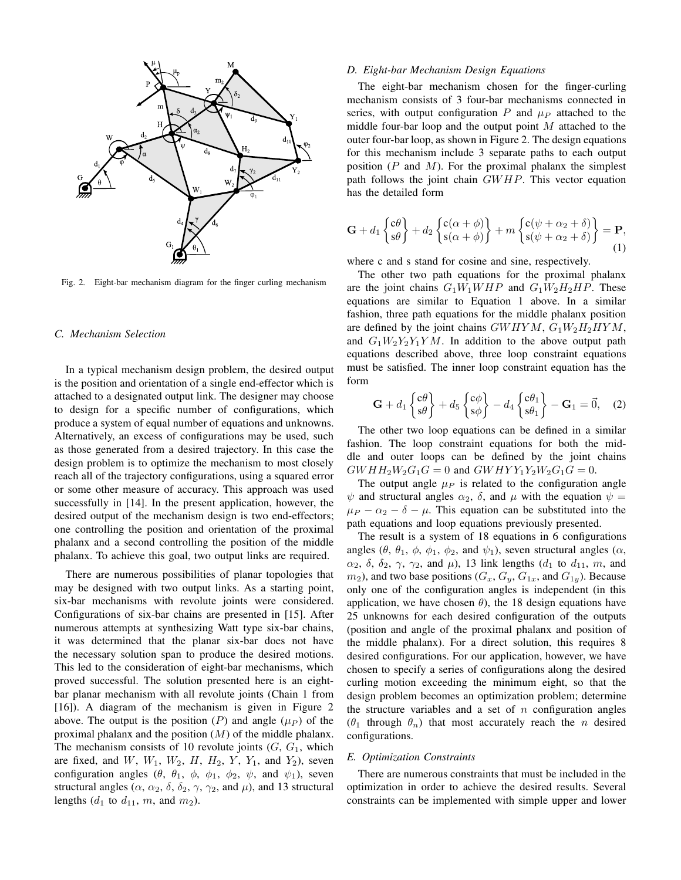Fig. 2. Eight-bar mechanism diagram for the finger curling mechanism

### C. Mechanism Selection

In a typical mechanism design problem, the desired output is the position and orientation of a single end-effector which is attached to a designated output link. The designer may choose to design for a specific number of configurations, which produce a system of equal number of equations and unknowns. Alternatively, an excess of configurations may be used, such as those generated from a desired trajectory. In this case the design problem is to optimize the mechanism to most closely reach all of the trajectory configurations, using a squared error or some other measure of accuracy. This approach was used successfully in [14]. In the present application, however, the desired output of the mechanism design is two end-effectors; one controlling the position and orientation of the proximal phalanx and a second controlling the position of the middle phalanx. To achieve this goal, two output links are required.

There are numerous possibilities of planar topologies that may be designed with two output links. As a starting point, six-bar mechanisms with revolute joints were considered. Configurations of six-bar chains are presented in [15]. After numerous attempts at synthesizing Watt type six-bar chains, it was determined that the planar six-bar does not have the necessary solution span to produce the desired motions. This led to the consideration of eight-bar mechanisms, which proved successful. The solution presented here is an eight-bar planar mechanism with all revolute joints (Chain 1 from [16]). A diagram of the mechanism is given in Figure 2 above. The output is the position ($P$) and angle ($\mu_P$) of the proximal phalanx and the position ($M$) of the middle phalanx. The mechanism consists of 10 revolute joints ($G$, $G_1$, which are fixed, and $W$, $W_1$, $W_2$, $H$, $H_2$, $Y$, $Y_1$, and $Y_2$), seven configuration angles ($\theta$, $\theta_1$, $\phi$, $\phi_1$, $\phi_2$, $\psi$, and $\psi_1$), seven structural angles ($\alpha$, $\alpha_2$, $\delta$, $\delta_2$, $\gamma$, $\gamma_2$, and $\mu$), and 13 structural lengths ($d_1$ to $d_{11}$, $m$, and $m_2$).

### D. Eight-bar Mechanism Design Equations

The eight-bar mechanism chosen for the finger-curling mechanism consists of 3 four-bar mechanisms connected in series, with output configuration $P$ and $\mu_P$ attached to the middle four-bar loop and the output point $M$ attached to the outer four-bar loop, as shown in Figure 2. The design equations for this mechanism include 3 separate paths to each output position ($P$ and $M$). For the proximal phalanx the simplest path follows the joint chain $GWHP$. This vector equation has the detailed form

$$\mathbf{G} + d_1 \begin{Bmatrix} c\theta \\ s\theta \end{Bmatrix} + d_2 \begin{Bmatrix} c(\alpha+\phi) \\ s(\alpha+\phi) \end{Bmatrix} + m \begin{Bmatrix} c(\psi+\alpha_2+\delta) \\ s(\psi+\alpha_2+\delta) \end{Bmatrix} = \mathbf{P}, \tag{1}$$

where c and s stand for cosine and sine, respectively.

The other two path equations for the proximal phalanx are the joint chains $G_1W_1WHP$ and $G_1W_2H_2HP$. These equations are similar to Equation 1 above. In a similar fashion, three path equations for the middle phalanx position are defined by the joint chains $GWHYM$, $G_1W_2H_2HYM$, and $G_1W_2Y_2Y_1YM$. In addition to the above output path equations described above, three loop constraint equations must be satisfied. The inner loop constraint equation has the form

$$\mathbf{G} + d_1 \begin{Bmatrix} c\theta \\ s\theta \end{Bmatrix} + d_5 \begin{Bmatrix} c\phi \\ s\phi \end{Bmatrix} - d_4 \begin{Bmatrix} c\theta_1 \\ s\theta_1 \end{Bmatrix} - \mathbf{G}_1 = \vec{0}, \tag{2}$$

The other two loop equations can be defined in a similar fashion. The loop constraint equations for both the middle and outer loops can be defined by the joint chains $GWHH_2W_2G_1G = 0$ and $GWHYY_1Y_2W_2G_1G = 0$.

The output angle $\mu_P$ is related to the configuration angle $\psi$ and structural angles $\alpha_2$, $\delta$, and $\mu$ with the equation $\psi = \mu_P - \alpha_2 - \delta - \mu$. This equation can be substituted into the path equations and loop equations previously presented.

The result is a system of 18 equations in 6 configurations angles ($\theta$, $\theta_1$, $\phi$, $\phi_1$, $\phi_2$, and $\psi_1$), seven structural angles ($\alpha$, $\alpha_2$, $\delta$, $\delta_2$, $\gamma$, $\gamma_2$, and $\mu$), 13 link lengths ($d_1$ to $d_{11}$, $m$, and $m_2$), and two base positions ($G_x$, $G_y$, $G_{1x}$, and $G_{1y}$). Because only one of the configuration angles is independent (in this application, we have chosen $\theta$), the 18 design equations have 25 unknowns for each desired configuration of the outputs (position and angle of the proximal phalanx and position of the middle phalanx). For a direct solution, this requires 8 desired configurations. For our application, however, we have chosen to specify a series of configurations along the desired curling motion exceeding the minimum eight, so that the design problem becomes an optimization problem; determine the structure variables and a set of $n$ configuration angles ($\theta_1$ through $\theta_n$) that most accurately reach the $n$ desired configurations.

### E. Optimization Constraints

There are numerous constraints that must be included in the optimization in order to achieve the desired results. Several constraints can be implemented with simple upper and lower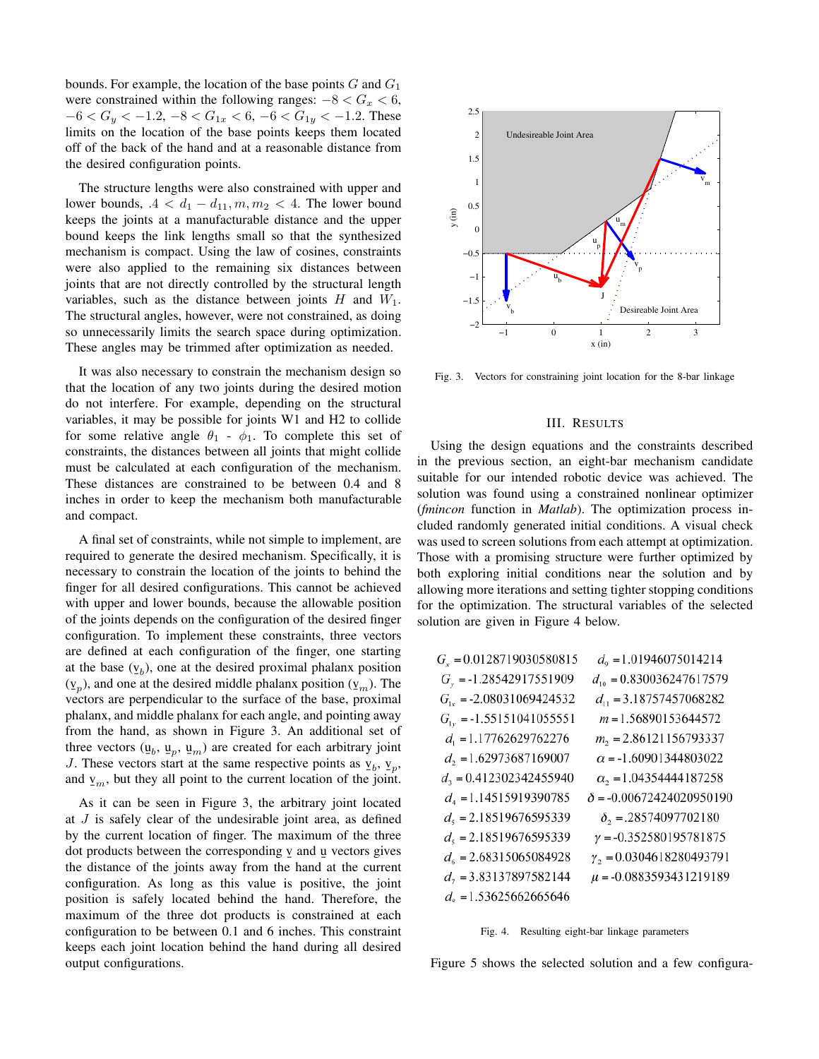bounds. For example, the location of the base points $G$ and $G_1$ were constrained within the following ranges: $-8 < G_x < 6$, $-6 < G_y < -1.2$, $-8 < G_{1x} < 6$, $-6 < G_{1y} < -1.2$. These limits on the location of the base points keeps them located off of the back of the hand and at a reasonable distance from the desired configuration points.

The structure lengths were also constrained with upper and lower bounds, $.4 < d_1 - d_{11}, m, m_2 < 4$. The lower bound keeps the joints at a manufacturable distance and the upper bound keeps the link lengths small so that the synthesized mechanism is compact. Using the law of cosines, constraints were also applied to the remaining six distances between joints that are not directly controlled by the structural length variables, such as the distance between joints $H$ and $W_1$. The structural angles, however, were not constrained, as doing so unnecessarily limits the search space during optimization. These angles may be trimmed after optimization as needed.

It was also necessary to constrain the mechanism design so that the location of any two joints during the desired motion do not interfere. For example, depending on the structural variables, it may be possible for joints W1 and H2 to collide for some relative angle $\theta_1$ - $\phi_1$. To complete this set of constraints, the distances between all joints that might collide must be calculated at each configuration of the mechanism. These distances are constrained to be between 0.4 and 8 inches in order to keep the mechanism both manufacturable and compact.

A final set of constraints, while not simple to implement, are required to generate the desired mechanism. Specifically, it is necessary to constrain the location of the joints to behind the finger for all desired configurations. This cannot be achieved with upper and lower bounds, because the allowable position of the joints depends on the configuration of the desired finger configuration. To implement these constraints, three vectors are defined at each configuration of the finger, one starting at the base ($\underline{v}_b$), one at the desired proximal phalanx position ($\underline{v}_p$), and one at the desired middle phalanx position ($\underline{v}_m$). The vectors are perpendicular to the surface of the base, proximal phalanx, and middle phalanx for each angle, and pointing away from the hand, as shown in Figure 3. An additional set of three vectors ($\underline{u}_b$, $\underline{u}_p$, $\underline{u}_m$) are created for each arbitrary joint $J$. These vectors start at the same respective points as $\underline{v}_b$, $\underline{v}_p$, and $\underline{v}_m$, but they all point to the current location of the joint.

As it can be seen in Figure 3, the arbitrary joint located at $J$ is safely clear of the undesirable joint area, as defined by the current location of finger. The maximum of the three dot products between the corresponding $\underline{v}$ and $\underline{u}$ vectors gives the distance of the joints away from the hand at the current configuration. As long as this value is positive, the joint position is safely located behind the hand. Therefore, the maximum of the three dot products is constrained at each configuration to be between 0.1 and 6 inches. This constraint keeps each joint location behind the hand during all desired output configurations.

Fig. 3. Vectors for constraining joint location for the 8-bar linkage

## III. Results

Using the design equations and the constraints described in the previous section, an eight-bar mechanism candidate suitable for our intended robotic device was achieved. The solution was found using a constrained nonlinear optimizer (*fmincon* function in *Matlab*). The optimization process included randomly generated initial conditions. A visual check was used to screen solutions from each attempt at optimization. Those with a promising structure were further optimized by both exploring initial conditions near the solution and by allowing more iterations and setting tighter stopping conditions for the optimization. The structural variables of the selected solution are given in Figure 4 below.

| | |
|---|---|
| $G_x = 0.0128719030580815$ | $d_9 = 1.01946075014214$ |
| $G_y = -1.28542917551909$ | $d_{10} = 0.830036247617579$ |
| $G_{1x} = -2.08031069424532$ | $d_{11} = 3.18757457068282$ |
| $G_{1y} = -1.55151041055551$ | $m = 1.56890153644572$ |
| $d_1 = 1.17762629762276$ | $m_2 = 2.86121156793337$ |
| $d_2 = 1.62973687169007$ | $\alpha = -1.60901344803022$ |
| $d_3 = 0.412302342455940$ | $\alpha_2 = 1.04354444187258$ |
| $d_4 = 1.14515919390785$ | $\delta = -0.00672424020950190$ |
| $d_5 = 2.18519676595339$ | $\delta_2 = .28574097702180$ |
| $d_5 = 2.18519676595339$ | $\gamma = -0.352580195781875$ |
| $d_6 = 2.68315065084928$ | $\gamma_2 = 0.0304618280493791$ |
| $d_7 = 3.83137897582144$ | $\mu = -0.0883593431219189$ |
| $d_8 = 1.53625662665646$ | |

Fig. 4. Resulting eight-bar linkage parameters

Figure 5 shows the selected solution and a few configura-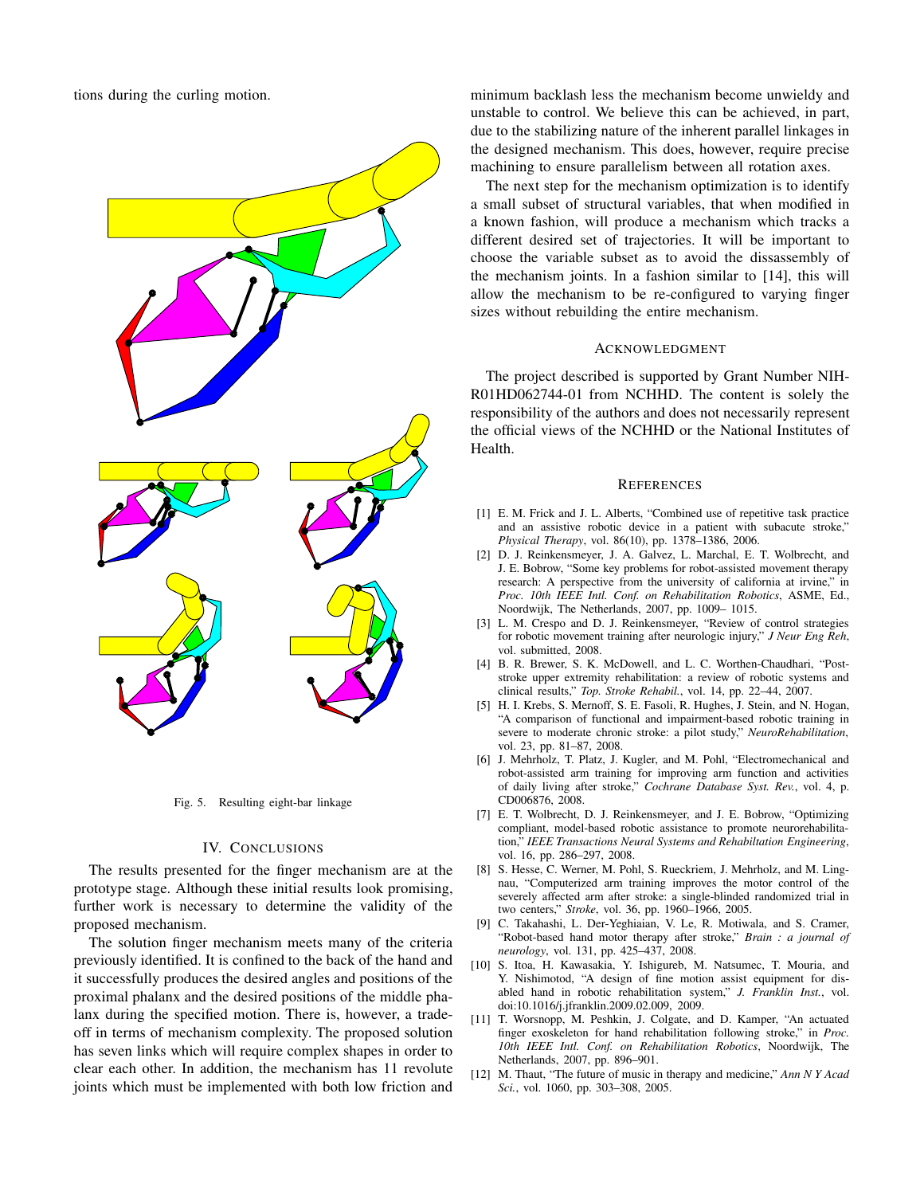tions during the curling motion.

Fig. 5. Resulting eight-bar linkage

## IV. Conclusions

The results presented for the finger mechanism are at the prototype stage. Although these initial results look promising, further work is necessary to determine the validity of the proposed mechanism.

The solution finger mechanism meets many of the criteria previously identified. It is confined to the back of the hand and it successfully produces the desired angles and positions of the proximal phalanx and the desired positions of the middle phalanx during the specified motion. There is, however, a trade-off in terms of mechanism complexity. The proposed solution has seven links which will require complex shapes in order to clear each other. In addition, the mechanism has 11 revolute joints which must be implemented with both low friction and minimum backlash less the mechanism become unwieldy and unstable to control. We believe this can be achieved, in part, due to the stabilizing nature of the inherent parallel linkages in the designed mechanism. This does, however, require precise machining to ensure parallelism between all rotation axes.

The next step for the mechanism optimization is to identify a small subset of structural variables, that when modified in a known fashion, will produce a mechanism which tracks a different desired set of trajectories. It will be important to choose the variable subset as to avoid the dissassembly of the mechanism joints. In a fashion similar to [14], this will allow the mechanism to be re-configured to varying finger sizes without rebuilding the entire mechanism.

## Acknowledgment

The project described is supported by Grant Number NIH-R01HD062744-01 from NCHHD. The content is solely the responsibility of the authors and does not necessarily represent the official views of the NCHHD or the National Institutes of Health.

## References

[1] E. M. Frick and J. L. Alberts, "Combined use of repetitive task practice and an assistive robotic device in a patient with subacute stroke," *Physical Therapy*, vol. 86(10), pp. 1378–1386, 2006.

[2] D. J. Reinkensmeyer, J. A. Galvez, L. Marchal, E. T. Wolbrecht, and J. E. Bobrow, "Some key problems for robot-assisted movement therapy research: A perspective from the university of california at irvine," in *Proc. 10th IEEE Intl. Conf. on Rehabilitation Robotics*, ASME, Ed., Noordwijk, The Netherlands, 2007, pp. 1009– 1015.

[3] L. M. Crespo and D. J. Reinkensmeyer, "Review of control strategies for robotic movement training after neurologic injury," *J Neur Eng Reh*, vol. submitted, 2008.

[4] B. R. Brewer, S. K. McDowell, and L. C. Worthen-Chaudhari, "Post-stroke upper extremity rehabilitation: a review of robotic systems and clinical results," *Top. Stroke Rehabil.*, vol. 14, pp. 22–44, 2007.

[5] H. I. Krebs, S. Mernoff, S. E. Fasoli, R. Hughes, J. Stein, and N. Hogan, "A comparison of functional and impairment-based robotic training in severe to moderate chronic stroke: a pilot study," *NeuroRehabilitation*, vol. 23, pp. 81–87, 2008.

[6] J. Mehrholz, T. Platz, J. Kugler, and M. Pohl, "Electromechanical and robot-assisted arm training for improving arm function and activities of daily living after stroke," *Cochrane Database Syst. Rev.*, vol. 4, p. CD006876, 2008.

[7] E. T. Wolbrecht, D. J. Reinkensmeyer, and J. E. Bobrow, "Optimizing compliant, model-based robotic assistance to promote neurorehabilitation," *IEEE Transactions Neural Systems and Rehabiltation Engineering*, vol. 16, pp. 286–297, 2008.

[8] S. Hesse, C. Werner, M. Pohl, S. Rueckriem, J. Mehrholz, and M. Lingnau, "Computerized arm training improves the motor control of the severely affected arm after stroke: a single-blinded randomized trial in two centers," *Stroke*, vol. 36, pp. 1960–1966, 2005.

[9] C. Takahashi, L. Der-Yeghiaian, V. Le, R. Motiwala, and S. Cramer, "Robot-based hand motor therapy after stroke," *Brain : a journal of neurology*, vol. 131, pp. 425–437, 2008.

[10] S. Itoa, H. Kawasakia, Y. Ishigureb, M. Natsumec, T. Mouria, and Y. Nishimotod, "A design of fine motion assist equipment for disabled hand in robotic rehabilitation system," *J. Franklin Inst.*, vol. doi:10.1016/j.jfranklin.2009.02.009, 2009.

[11] T. Worsnopp, M. Peshkin, J. Colgate, and D. Kamper, "An actuated finger exoskeleton for hand rehabilitation following stroke," in *Proc. 10th IEEE Intl. Conf. on Rehabilitation Robotics*, Noordwijk, The Netherlands, 2007, pp. 896–901.

[12] M. Thaut, "The future of music in therapy and medicine," *Ann N Y Acad Sci.*, vol. 1060, pp. 303–308, 2005.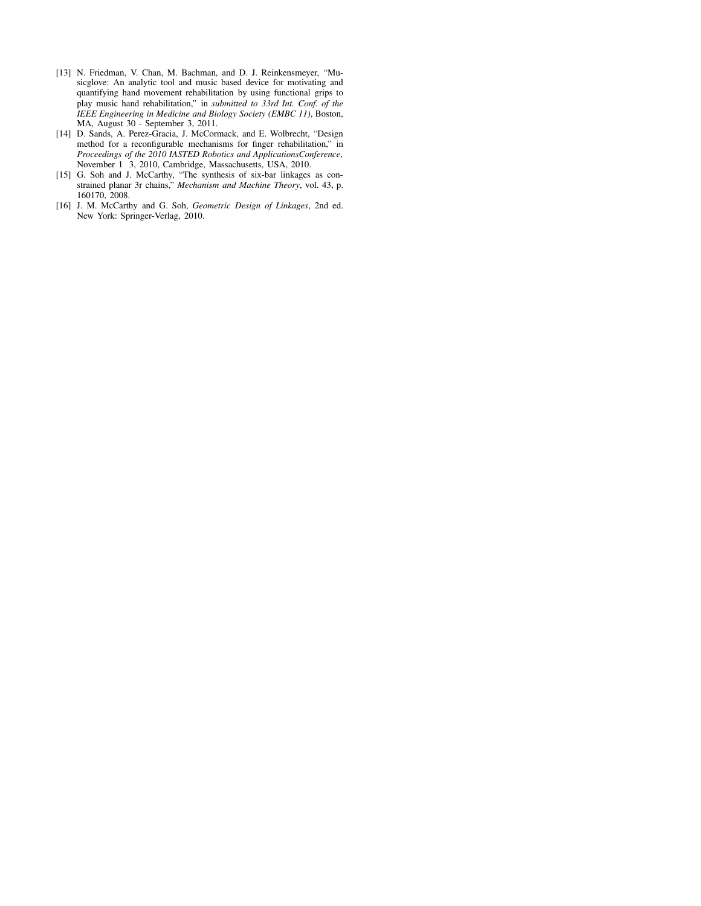[13] N. Friedman, V. Chan, M. Bachman, and D. J. Reinkensmeyer, "Musicglove: An analytic tool and music based device for motivating and quantifying hand movement rehabilitation by using functional grips to play music hand rehabilitation," in *submitted to 33rd Int. Conf. of the IEEE Engineering in Medicine and Biology Society (EMBC 11)*, Boston, MA, August 30 - September 3, 2011.

[14] D. Sands, A. Perez-Gracia, J. McCormack, and E. Wolbrecht, "Design method for a reconfigurable mechanisms for finger rehabilitation," in *Proceedings of the 2010 IASTED Robotics and ApplicationsConference*, November 1 3, 2010, Cambridge, Massachusetts, USA, 2010.

[15] G. Soh and J. McCarthy, "The synthesis of six-bar linkages as constrained planar 3r chains," *Mechanism and Machine Theory*, vol. 43, p. 160170, 2008.

[16] J. M. McCarthy and G. Soh, *Geometric Design of Linkages*, 2nd ed. New York: Springer-Verlag, 2010.